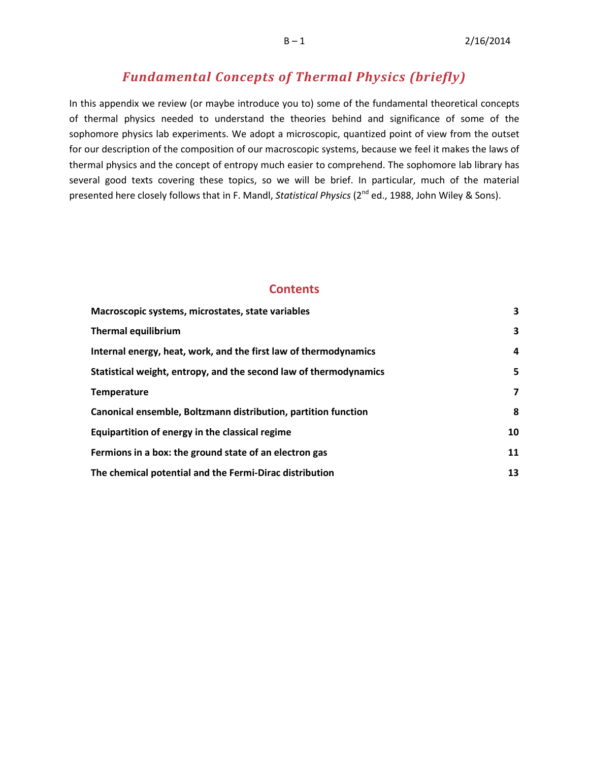# *Fundamental Concepts of Thermal Physics (briefly)*

In this appendix we review (or maybe introduce you to) some of the fundamental theoretical concepts of thermal physics needed to understand the theories behind and significance of some of the sophomore physics lab experiments. We adopt a microscopic, quantized point of view from the outset for our description of the composition of our macroscopic systems, because we feel it makes the laws of thermal physics and the concept of entropy much easier to comprehend. The sophomore lab library has several good texts covering these topics, so we will be brief. In particular, much of the material presented here closely follows that in F. Mandl, *Statistical Physics* (2nd ed., 1988, John Wiley & Sons).

## Contents

| | |
|---|---|
| **Macroscopic systems, microstates, state variables** | **3** |
| **Thermal equilibrium** | **3** |
| **Internal energy, heat, work, and the first law of thermodynamics** | **4** |
| **Statistical weight, entropy, and the second law of thermodynamics** | **5** |
| **Temperature** | **7** |
| **Canonical ensemble, Boltzmann distribution, partition function** | **8** |
| **Equipartition of energy in the classical regime** | **10** |
| **Fermions in a box: the ground state of an electron gas** | **11** |
| **The chemical potential and the Fermi-Dirac distribution** | **13** |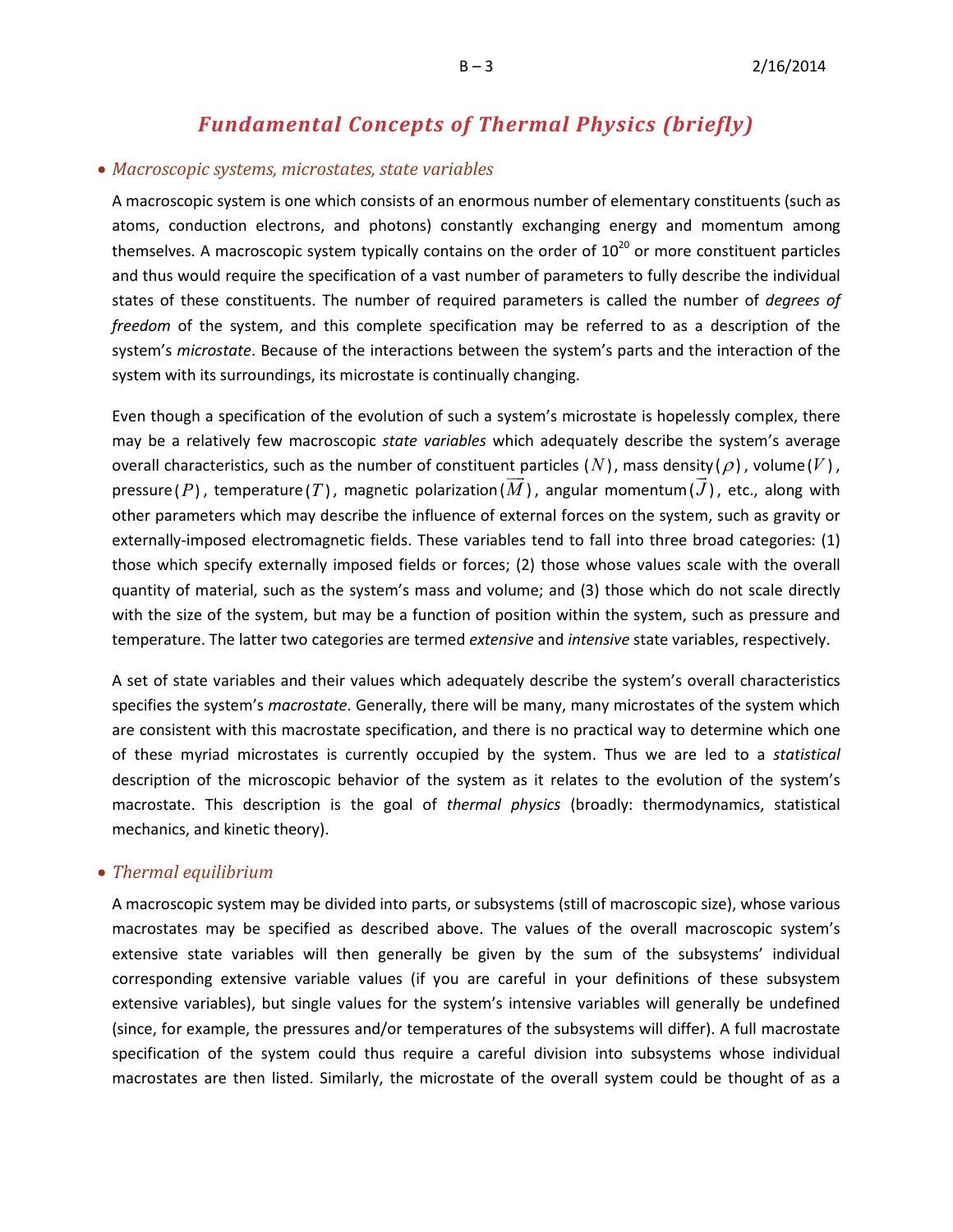# *Fundamental Concepts of Thermal Physics (briefly)*

- *Macroscopic systems, microstates, state variables*

A macroscopic system is one which consists of an enormous number of elementary constituents (such as atoms, conduction electrons, and photons) constantly exchanging energy and momentum among themselves. A macroscopic system typically contains on the order of $10^{20}$ or more constituent particles and thus would require the specification of a vast number of parameters to fully describe the individual states of these constituents. The number of required parameters is called the number of *degrees of freedom* of the system, and this complete specification may be referred to as a description of the system's *microstate*. Because of the interactions between the system's parts and the interaction of the system with its surroundings, its microstate is continually changing.

Even though a specification of the evolution of such a system's microstate is hopelessly complex, there may be a relatively few macroscopic *state variables* which adequately describe the system's average overall characteristics, such as the number of constituent particles ($N$), mass density ($\rho$), volume ($V$), pressure ($P$), temperature ($T$), magnetic polarization ($\vec{M}$), angular momentum ($\vec{J}$), etc., along with other parameters which may describe the influence of external forces on the system, such as gravity or externally-imposed electromagnetic fields. These variables tend to fall into three broad categories: (1) those which specify externally imposed fields or forces; (2) those whose values scale with the overall quantity of material, such as the system's mass and volume; and (3) those which do not scale directly with the size of the system, but may be a function of position within the system, such as pressure and temperature. The latter two categories are termed *extensive* and *intensive* state variables, respectively.

A set of state variables and their values which adequately describe the system's overall characteristics specifies the system's *macrostate*. Generally, there will be many, many microstates of the system which are consistent with this macrostate specification, and there is no practical way to determine which one of these myriad microstates is currently occupied by the system. Thus we are led to a *statistical* description of the microscopic behavior of the system as it relates to the evolution of the system's macrostate. This description is the goal of *thermal physics* (broadly: thermodynamics, statistical mechanics, and kinetic theory).

- *Thermal equilibrium*

A macroscopic system may be divided into parts, or subsystems (still of macroscopic size), whose various macrostates may be specified as described above. The values of the overall macroscopic system's extensive state variables will then generally be given by the sum of the subsystems' individual corresponding extensive variable values (if you are careful in your definitions of these subsystem extensive variables), but single values for the system's intensive variables will generally be undefined (since, for example, the pressures and/or temperatures of the subsystems will differ). A full macrostate specification of the system could thus require a careful division into subsystems whose individual macrostates are then listed. Similarly, the microstate of the overall system could be thought of as a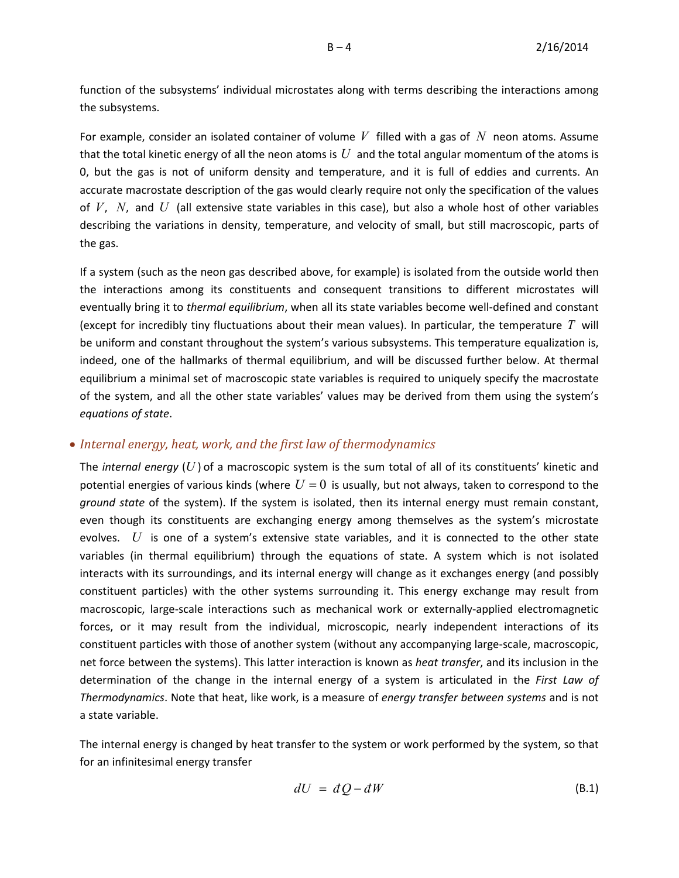function of the subsystems' individual microstates along with terms describing the interactions among the subsystems.

For example, consider an isolated container of volume $V$ filled with a gas of $N$ neon atoms. Assume that the total kinetic energy of all the neon atoms is $U$ and the total angular momentum of the atoms is 0, but the gas is not of uniform density and temperature, and it is full of eddies and currents. An accurate macrostate description of the gas would clearly require not only the specification of the values of $V$, $N$, and $U$ (all extensive state variables in this case), but also a whole host of other variables describing the variations in density, temperature, and velocity of small, but still macroscopic, parts of the gas.

If a system (such as the neon gas described above, for example) is isolated from the outside world then the interactions among its constituents and consequent transitions to different microstates will eventually bring it to *thermal equilibrium*, when all its state variables become well-defined and constant (except for incredibly tiny fluctuations about their mean values). In particular, the temperature $T$ will be uniform and constant throughout the system's various subsystems. This temperature equalization is, indeed, one of the hallmarks of thermal equilibrium, and will be discussed further below. At thermal equilibrium a minimal set of macroscopic state variables is required to uniquely specify the macrostate of the system, and all the other state variables' values may be derived from them using the system's *equations of state*.

- *Internal energy, heat, work, and the first law of thermodynamics*

The *internal energy* ($U$) of a macroscopic system is the sum total of all of its constituents' kinetic and potential energies of various kinds (where $U = 0$ is usually, but not always, taken to correspond to the *ground state* of the system). If the system is isolated, then its internal energy must remain constant, even though its constituents are exchanging energy among themselves as the system's microstate evolves. $U$ is one of a system's extensive state variables, and it is connected to the other state variables (in thermal equilibrium) through the equations of state. A system which is not isolated interacts with its surroundings, and its internal energy will change as it exchanges energy (and possibly constituent particles) with the other systems surrounding it. This energy exchange may result from macroscopic, large-scale interactions such as mechanical work or externally-applied electromagnetic forces, or it may result from the individual, microscopic, nearly independent interactions of its constituent particles with those of another system (without any accompanying large-scale, macroscopic, net force between the systems). This latter interaction is known as *heat transfer*, and its inclusion in the determination of the change in the internal energy of a system is articulated in the *First Law of Thermodynamics*. Note that heat, like work, is a measure of *energy transfer between systems* and is not a state variable.

The internal energy is changed by heat transfer to the system or work performed by the system, so that for an infinitesimal energy transfer

$$dU = đQ - đW \tag{B.1}$$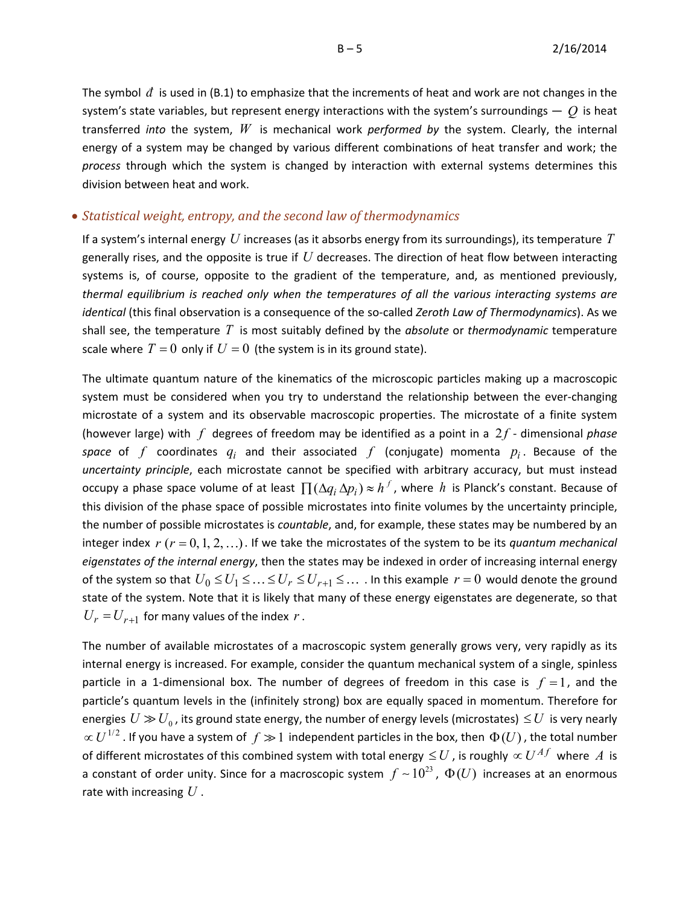The symbol $đ$ is used in (B.1) to emphasize that the increments of heat and work are not changes in the system's state variables, but represent energy interactions with the system's surroundings — $Q$ is heat transferred *into* the system, $W$ is mechanical work *performed by* the system. Clearly, the internal energy of a system may be changed by various different combinations of heat transfer and work; the *process* through which the system is changed by interaction with external systems determines this division between heat and work.

- ### *Statistical weight, entropy, and the second law of thermodynamics*

If a system's internal energy $U$ increases (as it absorbs energy from its surroundings), its temperature $T$ generally rises, and the opposite is true if $U$ decreases. The direction of heat flow between interacting systems is, of course, opposite to the gradient of the temperature, and, as mentioned previously, *thermal equilibrium is reached only when the temperatures of all the various interacting systems are identical* (this final observation is a consequence of the so-called *Zeroth Law of Thermodynamics*). As we shall see, the temperature $T$ is most suitably defined by the *absolute* or *thermodynamic* temperature scale where $T = 0$ only if $U = 0$ (the system is in its ground state).

The ultimate quantum nature of the kinematics of the microscopic particles making up a macroscopic system must be considered when you try to understand the relationship between the ever-changing microstate of a system and its observable macroscopic properties. The microstate of a finite system (however large) with $f$ degrees of freedom may be identified as a point in a $2f$ - dimensional *phase space* of $f$ coordinates $q_i$ and their associated $f$ (conjugate) momenta $p_i$. Because of the *uncertainty principle*, each microstate cannot be specified with arbitrary accuracy, but must instead occupy a phase space volume of at least $\prod(\Delta q_i \, \Delta p_i) \approx h^f$, where $h$ is Planck's constant. Because of this division of the phase space of possible microstates into finite volumes by the uncertainty principle, the number of possible microstates is *countable*, and, for example, these states may be numbered by an integer index $r \; (r = 0, 1, 2, \ldots)$. If we take the microstates of the system to be its *quantum mechanical eigenstates of the internal energy*, then the states may be indexed in order of increasing internal energy of the system so that $U_0 \le U_1 \le \ldots \le U_r \le U_{r+1} \le \ldots$ . In this example $r = 0$ would denote the ground state of the system. Note that it is likely that many of these energy eigenstates are degenerate, so that $U_r = U_{r+1}$ for many values of the index $r$.

The number of available microstates of a macroscopic system generally grows very, very rapidly as its internal energy is increased. For example, consider the quantum mechanical system of a single, spinless particle in a 1-dimensional box. The number of degrees of freedom in this case is $f = 1$, and the particle's quantum levels in the (infinitely strong) box are equally spaced in momentum. Therefore for energies $U \gg U_0$, its ground state energy, the number of energy levels (microstates) $\le U$ is very nearly $\propto U^{1/2}$. If you have a system of $f \gg 1$ independent particles in the box, then $\Phi(U)$, the total number of different microstates of this combined system with total energy $\le U$, is roughly $\propto U^{Af}$ where $A$ is a constant of order unity. Since for a macroscopic system $f \sim 10^{23}$, $\Phi(U)$ increases at an enormous rate with increasing $U$.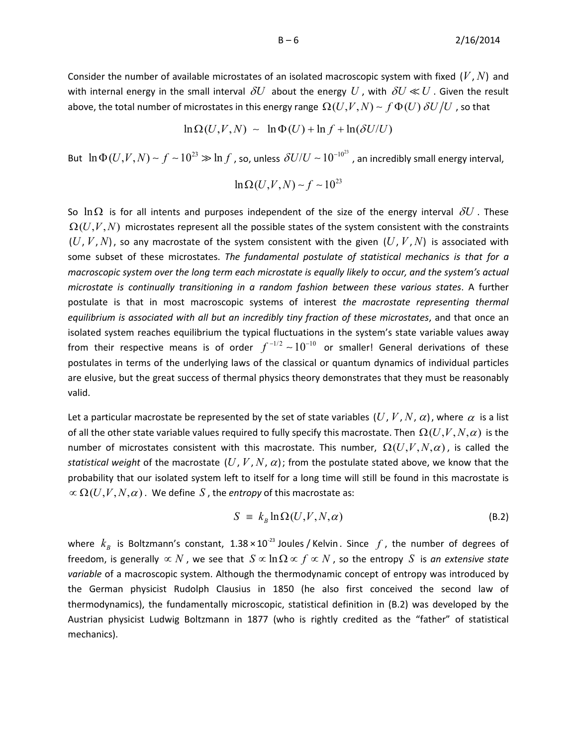Consider the number of available microstates of an isolated macroscopic system with fixed $(V, N)$ and with internal energy in the small interval $\delta U$ about the energy $U$, with $\delta U \ll U$. Given the result above, the total number of microstates in this energy range $\Omega(U,V,N) \sim f\,\Phi(U)\,\delta U/U$, so that

$$\ln\Omega(U,V,N) \;\sim\; \ln\Phi(U) + \ln f + \ln(\delta U/U)$$

But $\ln\Phi(U,V,N) \sim f \sim 10^{23} \gg \ln f$, so, unless $\delta U/U \sim 10^{-10^{23}}$, an incredibly small energy interval,

$$\ln\Omega(U,V,N) \sim f \sim 10^{23}$$

So $\ln\Omega$ is for all intents and purposes independent of the size of the energy interval $\delta U$. These $\Omega(U,V,N)$ microstates represent all the possible states of the system consistent with the constraints $(U, V, N)$, so any macrostate of the system consistent with the given $(U, V, N)$ is associated with some subset of these microstates. *The fundamental postulate of statistical mechanics is that for a macroscopic system over the long term each microstate is equally likely to occur, and the system's actual microstate is continually transitioning in a random fashion between these various states*. A further postulate is that in most macroscopic systems of interest *the macrostate representing thermal equilibrium is associated with all but an incredibly tiny fraction of these microstates*, and that once an isolated system reaches equilibrium the typical fluctuations in the system's state variable values away from their respective means is of order $f^{-1/2} \sim 10^{-10}$ or smaller! General derivations of these postulates in terms of the underlying laws of the classical or quantum dynamics of individual particles are elusive, but the great success of thermal physics theory demonstrates that they must be reasonably valid.

Let a particular macrostate be represented by the set of state variables $(U, V, N, \alpha)$, where $\alpha$ is a list of all the other state variable values required to fully specify this macrostate. Then $\Omega(U,V,N,\alpha)$ is the number of microstates consistent with this macrostate. This number, $\Omega(U,V,N,\alpha)$, is called the *statistical weight* of the macrostate $(U, V, N, \alpha)$; from the postulate stated above, we know that the probability that our isolated system left to itself for a long time will still be found in this macrostate is $\propto \Omega(U,V,N,\alpha)$. We define $S$, the *entropy* of this macrostate as:

$$S \;\equiv\; k_B \ln\Omega(U,V,N,\alpha) \tag{B.2}$$

where $k_B$ is Boltzmann's constant, $1.38 \times 10^{-23}$ Joules / Kelvin. Since $f$, the number of degrees of freedom, is generally $\propto N$, we see that $S \propto \ln\Omega \propto f \propto N$, so the entropy $S$ is *an extensive state variable* of a macroscopic system. Although the thermodynamic concept of entropy was introduced by the German physicist Rudolph Clausius in 1850 (he also first conceived the second law of thermodynamics), the fundamentally microscopic, statistical definition in (B.2) was developed by the Austrian physicist Ludwig Boltzmann in 1877 (who is rightly credited as the "father" of statistical mechanics).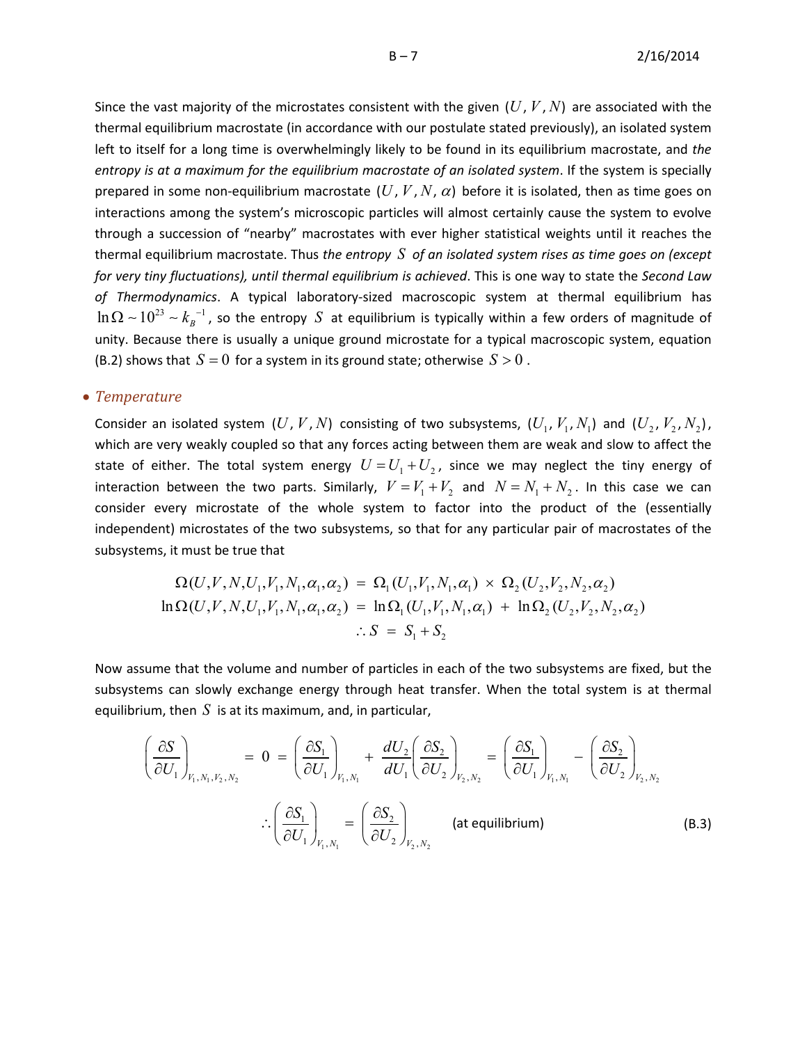Since the vast majority of the microstates consistent with the given $(U, V, N)$ are associated with the thermal equilibrium macrostate (in accordance with our postulate stated previously), an isolated system left to itself for a long time is overwhelmingly likely to be found in its equilibrium macrostate, and *the entropy is at a maximum for the equilibrium macrostate of an isolated system*. If the system is specially prepared in some non-equilibrium macrostate $(U, V, N, \alpha)$ before it is isolated, then as time goes on interactions among the system's microscopic particles will almost certainly cause the system to evolve through a succession of "nearby" macrostates with ever higher statistical weights until it reaches the thermal equilibrium macrostate. Thus *the entropy $S$ of an isolated system rises as time goes on (except for very tiny fluctuations), until thermal equilibrium is achieved*. This is one way to state the *Second Law of Thermodynamics*. A typical laboratory-sized macroscopic system at thermal equilibrium has $\ln\Omega \sim 10^{23} \sim k_B^{-1}$, so the entropy $S$ at equilibrium is typically within a few orders of magnitude of unity. Because there is usually a unique ground microstate for a typical macroscopic system, equation (B.2) shows that $S = 0$ for a system in its ground state; otherwise $S > 0$.

- *Temperature*

Consider an isolated system $(U, V, N)$ consisting of two subsystems, $(U_1, V_1, N_1)$ and $(U_2, V_2, N_2)$, which are very weakly coupled so that any forces acting between them are weak and slow to affect the state of either. The total system energy $U = U_1 + U_2$, since we may neglect the tiny energy of interaction between the two parts. Similarly, $V = V_1 + V_2$ and $N = N_1 + N_2$. In this case we can consider every microstate of the whole system to factor into the product of the (essentially independent) microstates of the two subsystems, so that for any particular pair of macrostates of the subsystems, it must be true that

$$
\begin{aligned}
\Omega(U,V,N,U_1,V_1,N_1,\alpha_1,\alpha_2) &= \Omega_1(U_1,V_1,N_1,\alpha_1) \times \Omega_2(U_2,V_2,N_2,\alpha_2) \\
\ln\Omega(U,V,N,U_1,V_1,N_1,\alpha_1,\alpha_2) &= \ln\Omega_1(U_1,V_1,N_1,\alpha_1) + \ln\Omega_2(U_2,V_2,N_2,\alpha_2) \\
\therefore S &= S_1 + S_2
\end{aligned}
$$

Now assume that the volume and number of particles in each of the two subsystems are fixed, but the subsystems can slowly exchange energy through heat transfer. When the total system is at thermal equilibrium, then $S$ is at its maximum, and, in particular,

$$
\left(\frac{\partial S}{\partial U_1}\right)_{V_1,N_1,V_2,N_2} = 0 = \left(\frac{\partial S_1}{\partial U_1}\right)_{V_1,N_1} + \frac{dU_2}{dU_1}\left(\frac{\partial S_2}{\partial U_2}\right)_{V_2,N_2} = \left(\frac{\partial S_1}{\partial U_1}\right)_{V_1,N_1} - \left(\frac{\partial S_2}{\partial U_2}\right)_{V_2,N_2}
$$

$$
\therefore \left(\frac{\partial S_1}{\partial U_1}\right)_{V_1,N_1} = \left(\frac{\partial S_2}{\partial U_2}\right)_{V_2,N_2} \qquad \text{(at equilibrium)} \tag{B.3}
$$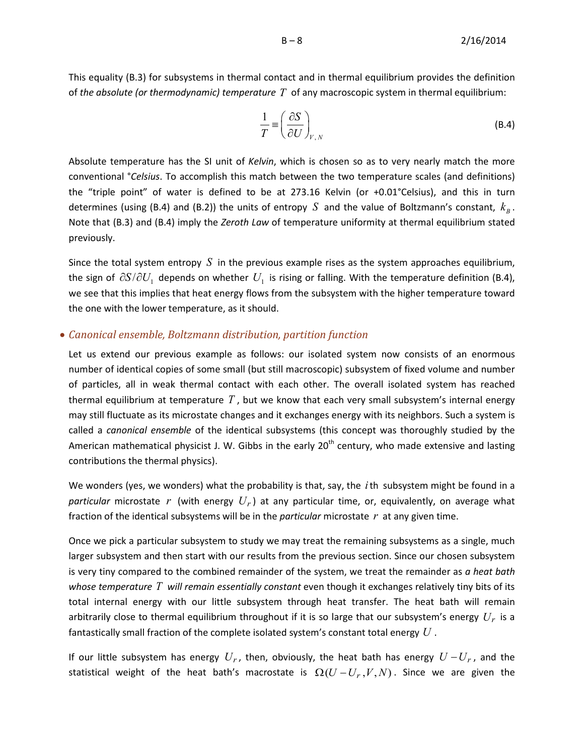This equality (B.3) for subsystems in thermal contact and in thermal equilibrium provides the definition of *the absolute (or thermodynamic) temperature* $T$ of any macroscopic system in thermal equilibrium:

$$\frac{1}{T} \equiv \left(\frac{\partial S}{\partial U}\right)_{V,N} \tag{B.4}$$

Absolute temperature has the SI unit of *Kelvin*, which is chosen so as to very nearly match the more conventional °*Celsius*. To accomplish this match between the two temperature scales (and definitions) the "triple point" of water is defined to be at 273.16 Kelvin (or +0.01°Celsius), and this in turn determines (using (B.4) and (B.2)) the units of entropy $S$ and the value of Boltzmann's constant, $k_B$. Note that (B.3) and (B.4) imply the *Zeroth Law* of temperature uniformity at thermal equilibrium stated previously.

Since the total system entropy $S$ in the previous example rises as the system approaches equilibrium, the sign of $\partial S/\partial U_1$ depends on whether $U_1$ is rising or falling. With the temperature definition (B.4), we see that this implies that heat energy flows from the subsystem with the higher temperature toward the one with the lower temperature, as it should.

- *Canonical ensemble, Boltzmann distribution, partition function*

Let us extend our previous example as follows: our isolated system now consists of an enormous number of identical copies of some small (but still macroscopic) subsystem of fixed volume and number of particles, all in weak thermal contact with each other. The overall isolated system has reached thermal equilibrium at temperature $T$, but we know that each very small subsystem's internal energy may still fluctuate as its microstate changes and it exchanges energy with its neighbors. Such a system is called a *canonical ensemble* of the identical subsystems (this concept was thoroughly studied by the American mathematical physicist J. W. Gibbs in the early 20th century, who made extensive and lasting contributions the thermal physics).

We wonders (yes, we wonders) what the probability is that, say, the $i$th subsystem might be found in a *particular* microstate $r$ (with energy $U_r$) at any particular time, or, equivalently, on average what fraction of the identical subsystems will be in the *particular* microstate $r$ at any given time.

Once we pick a particular subsystem to study we may treat the remaining subsystems as a single, much larger subsystem and then start with our results from the previous section. Since our chosen subsystem is very tiny compared to the combined remainder of the system, we treat the remainder as *a heat bath whose temperature $T$ will remain essentially constant* even though it exchanges relatively tiny bits of its total internal energy with our little subsystem through heat transfer. The heat bath will remain arbitrarily close to thermal equilibrium throughout if it is so large that our subsystem's energy $U_r$ is a fantastically small fraction of the complete isolated system's constant total energy $U$.

If our little subsystem has energy $U_r$, then, obviously, the heat bath has energy $U - U_r$, and the statistical weight of the heat bath's macrostate is $\Omega(U - U_r, V, N)$. Since we are given the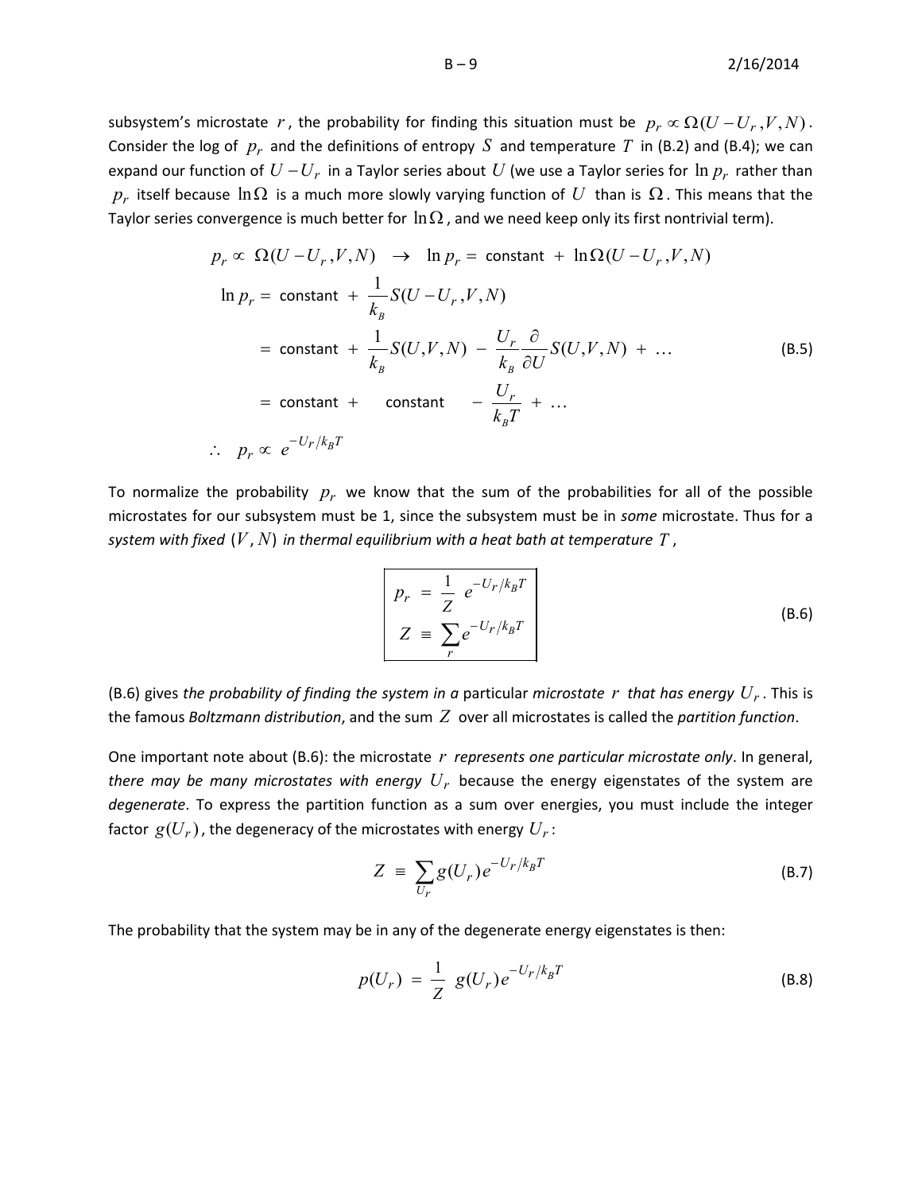subsystem's microstate $r$, the probability for finding this situation must be $p_r \propto \Omega(U-U_r,V,N)$. Consider the log of $p_r$ and the definitions of entropy $S$ and temperature $T$ in (B.2) and (B.4); we can expand our function of $U-U_r$ in a Taylor series about $U$ (we use a Taylor series for $\ln p_r$ rather than $p_r$ itself because $\ln\Omega$ is a much more slowly varying function of $U$ than is $\Omega$. This means that the Taylor series convergence is much better for $\ln\Omega$, and we need keep only its first nontrivial term).

$$
\begin{aligned}
p_r \propto \; \Omega(U-U_r,V,N) \;\; &\rightarrow \;\; \ln p_r = \text{constant} + \ln\Omega(U-U_r,V,N) \\
\ln p_r &= \text{constant} + \frac{1}{k_B} S(U-U_r,V,N) \\
&= \text{constant} + \frac{1}{k_B} S(U,V,N) - \frac{U_r}{k_B}\frac{\partial}{\partial U} S(U,V,N) + \ldots \\
&= \text{constant} + \quad \text{constant} \quad - \frac{U_r}{k_B T} + \ldots \\
\therefore \quad p_r &\propto e^{-U_r/k_B T}
\end{aligned}
\tag{B.5}
$$

To normalize the probability $p_r$ we know that the sum of the probabilities for all of the possible microstates for our subsystem must be 1, since the subsystem must be in *some* microstate. Thus for a *system with fixed* $(V, N)$ *in thermal equilibrium with a heat bath at temperature* $T$,

$$
\boxed{
\begin{aligned}
p_r &= \frac{1}{Z}\, e^{-U_r/k_B T} \\
Z &\equiv \sum_r e^{-U_r/k_B T}
\end{aligned}
}
\tag{B.6}
$$

(B.6) gives *the probability of finding the system in a* particular *microstate* $r$ *that has energy* $U_r$. This is the famous *Boltzmann distribution*, and the sum $Z$ over all microstates is called the *partition function*.

One important note about (B.6): the microstate $r$ *represents one particular microstate only*. In general, *there may be many microstates with energy* $U_r$ because the energy eigenstates of the system are *degenerate*. To express the partition function as a sum over energies, you must include the integer factor $g(U_r)$, the degeneracy of the microstates with energy $U_r$:

$$
Z \equiv \sum_{U_r} g(U_r) e^{-U_r/k_B T}
\tag{B.7}
$$

The probability that the system may be in any of the degenerate energy eigenstates is then:

$$
p(U_r) = \frac{1}{Z}\; g(U_r) e^{-U_r/k_B T}
\tag{B.8}
$$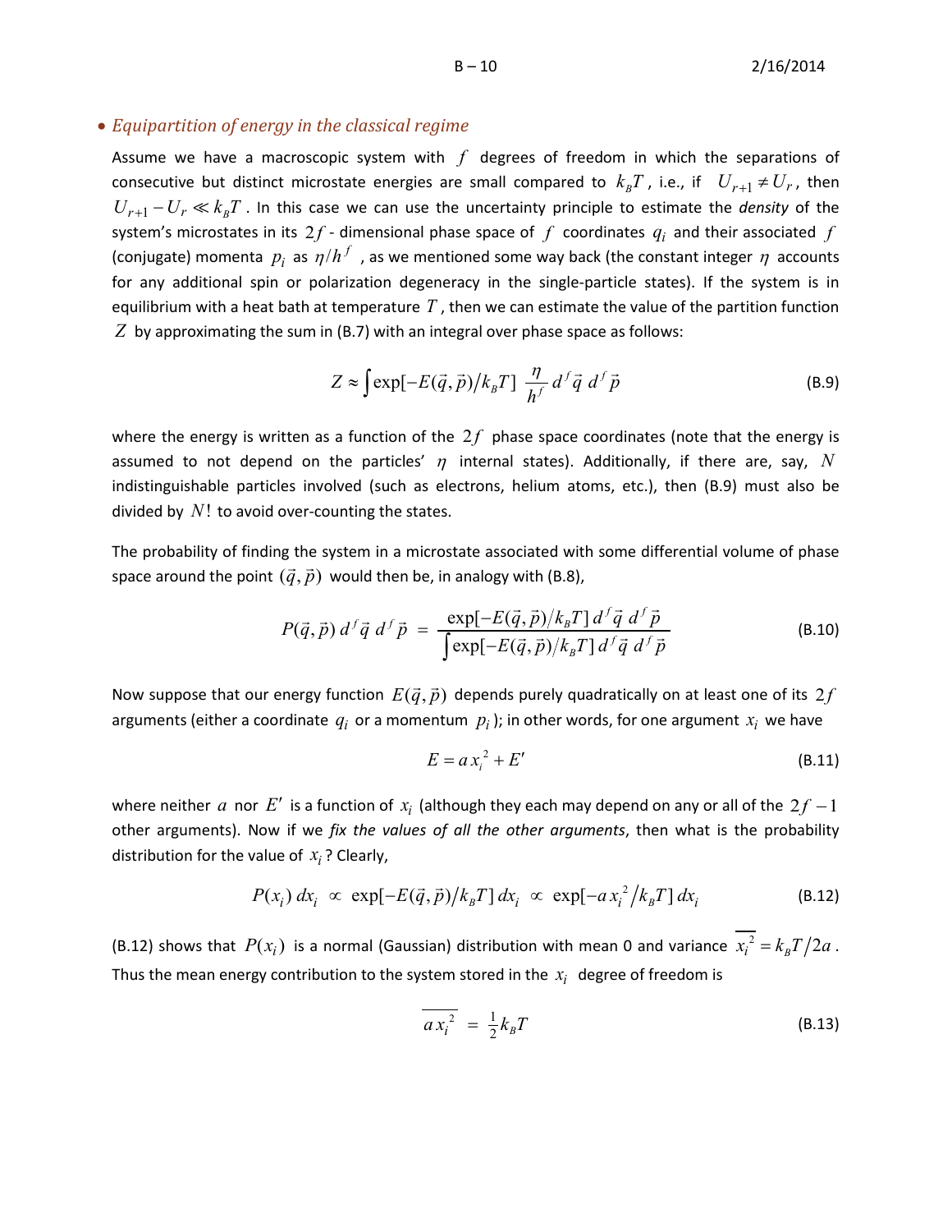- *Equipartition of energy in the classical regime*

Assume we have a macroscopic system with $f$ degrees of freedom in which the separations of consecutive but distinct microstate energies are small compared to $k_B T$, i.e., if $U_{r+1} \neq U_r$, then $U_{r+1} - U_r \ll k_B T$. In this case we can use the uncertainty principle to estimate the *density* of the system's microstates in its $2f$ - dimensional phase space of $f$ coordinates $q_i$ and their associated $f$ (conjugate) momenta $p_i$ as $\eta / h^f$, as we mentioned some way back (the constant integer $\eta$ accounts for any additional spin or polarization degeneracy in the single-particle states). If the system is in equilibrium with a heat bath at temperature $T$, then we can estimate the value of the partition function $Z$ by approximating the sum in (B.7) with an integral over phase space as follows:

$$Z \approx \int \exp[-E(\vec{q},\vec{p})/k_B T] \; \frac{\eta}{h^f} \, d^f \vec{q} \; d^f \vec{p} \tag{B.9}$$

where the energy is written as a function of the $2f$ phase space coordinates (note that the energy is assumed to not depend on the particles' $\eta$ internal states). Additionally, if there are, say, $N$ indistinguishable particles involved (such as electrons, helium atoms, etc.), then (B.9) must also be divided by $N!$ to avoid over-counting the states.

The probability of finding the system in a microstate associated with some differential volume of phase space around the point $(\vec{q},\vec{p})$ would then be, in analogy with (B.8),

$$P(\vec{q},\vec{p}) \, d^f \vec{q} \; d^f \vec{p} \; = \; \frac{\exp[-E(\vec{q},\vec{p})/k_B T] \, d^f \vec{q} \; d^f \vec{p}}{\int \exp[-E(\vec{q},\vec{p})/k_B T] \, d^f \vec{q} \; d^f \vec{p}} \tag{B.10}$$

Now suppose that our energy function $E(\vec{q},\vec{p})$ depends purely quadratically on at least one of its $2f$ arguments (either a coordinate $q_i$ or a momentum $p_i$); in other words, for one argument $x_i$ we have

$$E = a \, x_i^{\,2} + E' \tag{B.11}$$

where neither $a$ nor $E'$ is a function of $x_i$ (although they each may depend on any or all of the $2f-1$ other arguments). Now if we *fix the values of all the other arguments*, then what is the probability distribution for the value of $x_i$? Clearly,

$$P(x_i) \, dx_i \; \propto \; \exp[-E(\vec{q},\vec{p})/k_B T] \, dx_i \; \propto \; \exp[-a \, x_i^{\,2}/k_B T] \, dx_i \tag{B.12}$$

(B.12) shows that $P(x_i)$ is a normal (Gaussian) distribution with mean 0 and variance $\overline{x_i^{\,2}} = k_B T / 2a$. Thus the mean energy contribution to the system stored in the $x_i$ degree of freedom is

$$\overline{a \, x_i^{\,2}} \; = \; \tfrac{1}{2} k_B T \tag{B.13}$$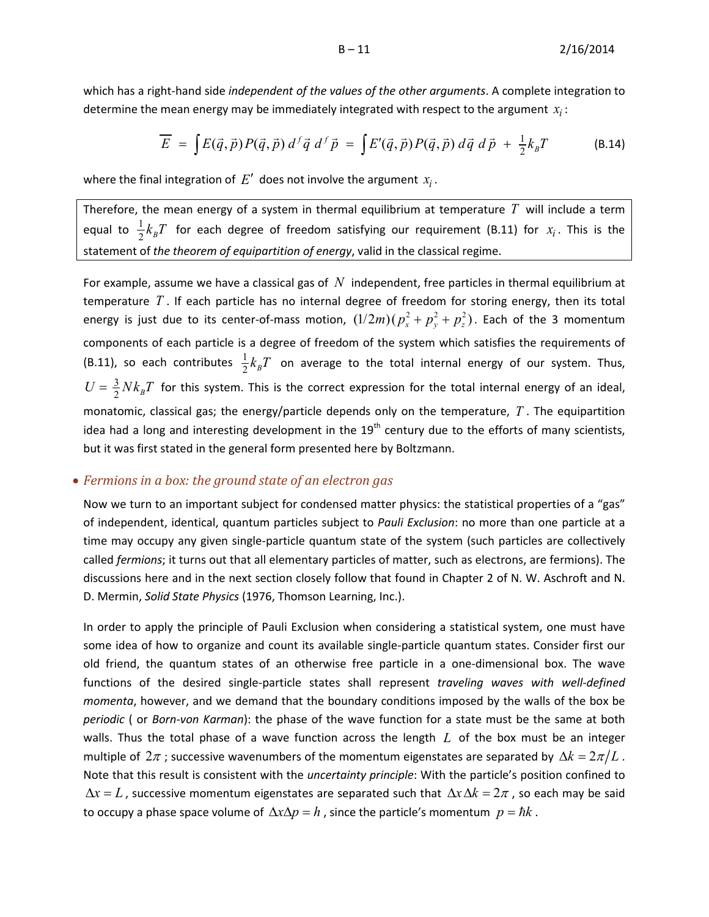which has a right-hand side *independent of the values of the other arguments*. A complete integration to determine the mean energy may be immediately integrated with respect to the argument $x_i$:

$$\overline{E} = \int E(\vec{q},\vec{p})P(\vec{q},\vec{p})\, d^f\vec{q}\; d^f\vec{p} = \int E'(\vec{q},\vec{p})P(\vec{q},\vec{p})\, d\vec{q}\; d\vec{p} + \tfrac{1}{2}k_B T \tag{B.14}$$

where the final integration of $E'$ does not involve the argument $x_i$.

Therefore, the mean energy of a system in thermal equilibrium at temperature $T$ will include a term equal to $\frac{1}{2}k_B T$ for each degree of freedom satisfying our requirement (B.11) for $x_i$. This is the statement of *the theorem of equipartition of energy*, valid in the classical regime.

For example, assume we have a classical gas of $N$ independent, free particles in thermal equilibrium at temperature $T$. If each particle has no internal degree of freedom for storing energy, then its total energy is just due to its center-of-mass motion, $(1/2m)(p_x^2 + p_y^2 + p_z^2)$. Each of the 3 momentum components of each particle is a degree of freedom of the system which satisfies the requirements of (B.11), so each contributes $\frac{1}{2}k_B T$ on average to the total internal energy of our system. Thus, $U = \frac{3}{2}Nk_B T$ for this system. This is the correct expression for the total internal energy of an ideal, monatomic, classical gas; the energy/particle depends only on the temperature, $T$. The equipartition idea had a long and interesting development in the 19th century due to the efforts of many scientists, but it was first stated in the general form presented here by Boltzmann.

- *Fermions in a box: the ground state of an electron gas*

Now we turn to an important subject for condensed matter physics: the statistical properties of a "gas" of independent, identical, quantum particles subject to *Pauli Exclusion*: no more than one particle at a time may occupy any given single-particle quantum state of the system (such particles are collectively called *fermions*; it turns out that all elementary particles of matter, such as electrons, are fermions). The discussions here and in the next section closely follow that found in Chapter 2 of N. W. Aschroft and N. D. Mermin, *Solid State Physics* (1976, Thomson Learning, Inc.).

In order to apply the principle of Pauli Exclusion when considering a statistical system, one must have some idea of how to organize and count its available single-particle quantum states. Consider first our old friend, the quantum states of an otherwise free particle in a one-dimensional box. The wave functions of the desired single-particle states shall represent *traveling waves with well-defined momenta*, however, and we demand that the boundary conditions imposed by the walls of the box be *periodic* ( or *Born-von Karman*): the phase of the wave function for a state must be the same at both walls. Thus the total phase of a wave function across the length $L$ of the box must be an integer multiple of $2\pi$; successive wavenumbers of the momentum eigenstates are separated by $\Delta k = 2\pi/L$. Note that this result is consistent with the *uncertainty principle*: With the particle's position confined to $\Delta x = L$, successive momentum eigenstates are separated such that $\Delta x\,\Delta k = 2\pi$, so each may be said to occupy a phase space volume of $\Delta x \Delta p = h$, since the particle's momentum $p = \hbar k$.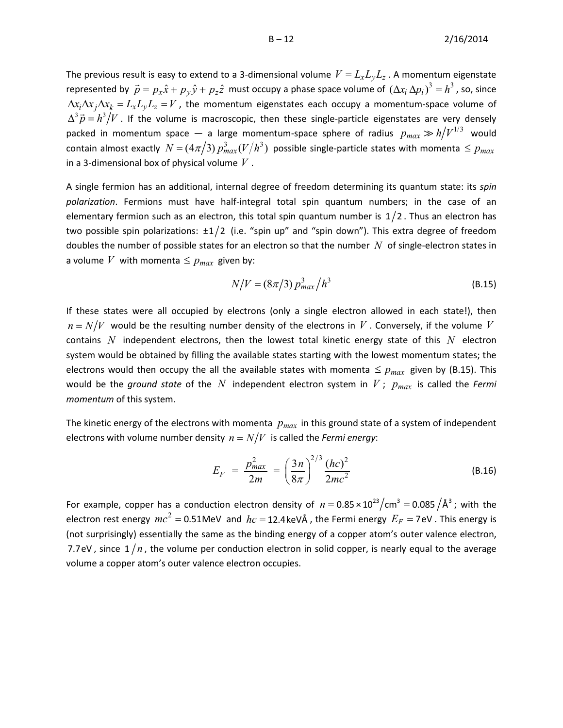The previous result is easy to extend to a 3-dimensional volume $V = L_x L_y L_z$. A momentum eigenstate represented by $\vec{p} = p_x \hat{x} + p_y \hat{y} + p_z \hat{z}$ must occupy a phase space volume of $(\Delta x_i \, \Delta p_i)^3 = h^3$, so, since $\Delta x_i \Delta x_j \Delta x_k = L_x L_y L_z = V$, the momentum eigenstates each occupy a momentum-space volume of $\Delta^3 \vec{p} = h^3 / V$. If the volume is macroscopic, then these single-particle eigenstates are very densely packed in momentum space — a large momentum-space sphere of radius $p_{max} \gg h / V^{1/3}$ would contain almost exactly $N = (4\pi/3)\, p_{max}^3 (V/h^3)$ possible single-particle states with momenta $\leq p_{max}$ in a 3-dimensional box of physical volume $V$.

A single fermion has an additional, internal degree of freedom determining its quantum state: its *spin polarization*. Fermions must have half-integral total spin quantum numbers; in the case of an elementary fermion such as an electron, this total spin quantum number is $1/2$. Thus an electron has two possible spin polarizations: $\pm 1/2$ (i.e. "spin up" and "spin down"). This extra degree of freedom doubles the number of possible states for an electron so that the number $N$ of single-electron states in a volume $V$ with momenta $\leq p_{max}$ given by:

$$N/V = (8\pi/3)\, p_{max}^3 / h^3 \tag{B.15}$$

If these states were all occupied by electrons (only a single electron allowed in each state!), then $n = N/V$ would be the resulting number density of the electrons in $V$. Conversely, if the volume $V$ contains $N$ independent electrons, then the lowest total kinetic energy state of this $N$ electron system would be obtained by filling the available states starting with the lowest momentum states; the electrons would then occupy the all the available states with momenta $\leq p_{max}$ given by (B.15). This would be the *ground state* of the $N$ independent electron system in $V$; $p_{max}$ is called the *Fermi momentum* of this system.

The kinetic energy of the electrons with momenta $p_{max}$ in this ground state of a system of independent electrons with volume number density $n = N/V$ is called the *Fermi energy*:

$$E_F \;=\; \frac{p_{max}^2}{2m} \;=\; \left(\frac{3n}{8\pi}\right)^{2/3} \frac{(hc)^2}{2mc^2} \tag{B.16}$$

For example, copper has a conduction electron density of $n = 0.85 \times 10^{23}/\text{cm}^3 = 0.085/\text{Å}^3$; with the electron rest energy $mc^2 = 0.51\,\text{MeV}$ and $hc = 12.4\,\text{keVÅ}$, the Fermi energy $E_F = 7\,\text{eV}$. This energy is (not surprisingly) essentially the same as the binding energy of a copper atom's outer valence electron, $7.7\,\text{eV}$, since $1/n$, the volume per conduction electron in solid copper, is nearly equal to the average volume a copper atom's outer valence electron occupies.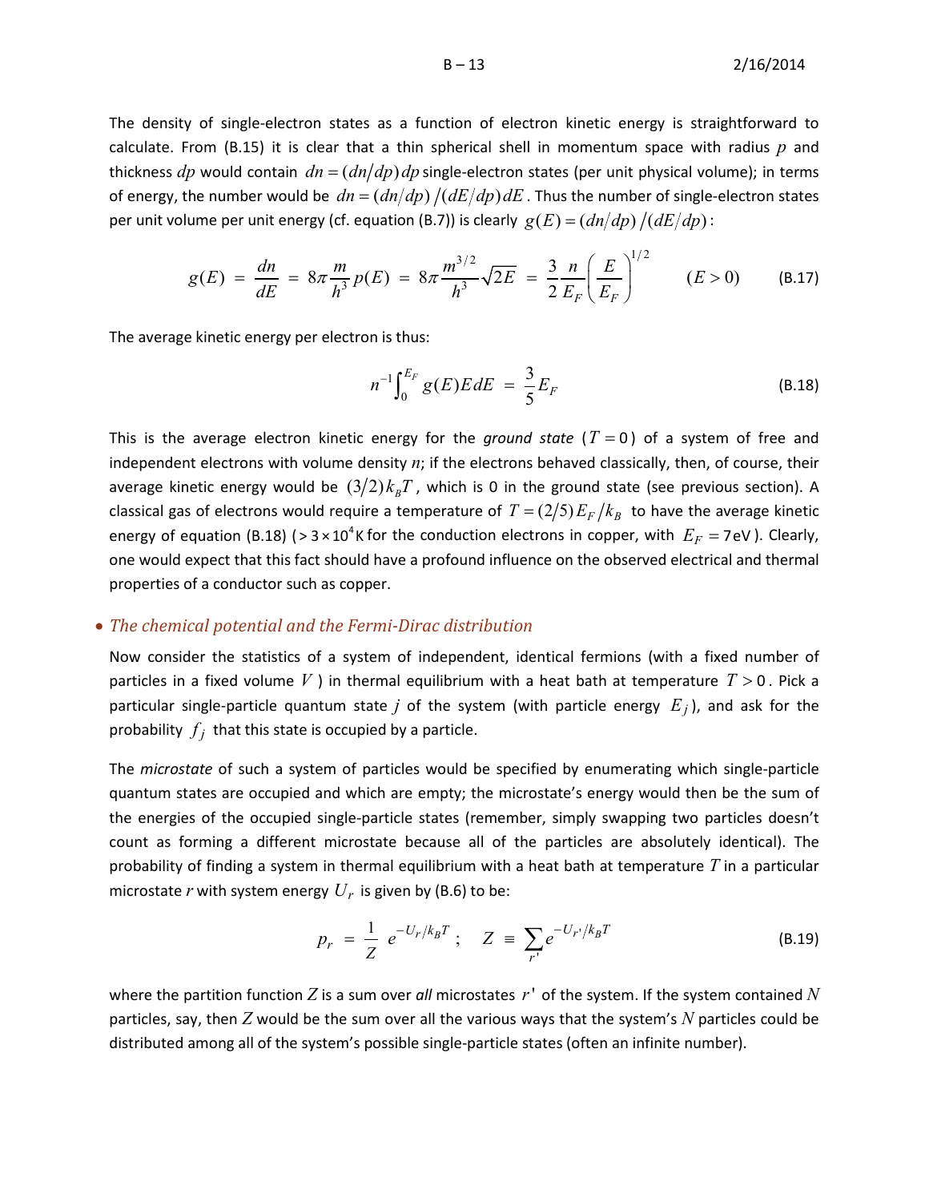The density of single-electron states as a function of electron kinetic energy is straightforward to calculate. From (B.15) it is clear that a thin spherical shell in momentum space with radius $p$ and thickness $dp$ would contain $dn = (dn/dp)\,dp$ single-electron states (per unit physical volume); in terms of energy, the number would be $dn = (dn/dp)\,/(dE/dp)\,dE$. Thus the number of single-electron states per unit volume per unit energy (cf. equation (B.7)) is clearly $g(E) = (dn/dp)\,/(dE/dp)$:

$$g(E) \;=\; \frac{dn}{dE} \;=\; 8\pi \frac{m}{h^3} p(E) \;=\; 8\pi \frac{m^{3/2}}{h^3}\sqrt{2E} \;=\; \frac{3}{2}\frac{n}{E_F}\left(\frac{E}{E_F}\right)^{1/2} \qquad (E > 0) \tag{B.17}$$

The average kinetic energy per electron is thus:

$$n^{-1}\int_0^{E_F} g(E)E\,dE \;=\; \frac{3}{5}E_F \tag{B.18}$$

This is the average electron kinetic energy for the *ground state* ($T = 0$) of a system of free and independent electrons with volume density $n$; if the electrons behaved classically, then, of course, their average kinetic energy would be $(3/2)k_B T$, which is 0 in the ground state (see previous section). A classical gas of electrons would require a temperature of $T = (2/5)E_F/k_B$ to have the average kinetic energy of equation (B.18) (> $3 \times 10^4$ K for the conduction electrons in copper, with $E_F = 7\,\text{eV}$). Clearly, one would expect that this fact should have a profound influence on the observed electrical and thermal properties of a conductor such as copper.

- *The chemical potential and the Fermi-Dirac distribution*

Now consider the statistics of a system of independent, identical fermions (with a fixed number of particles in a fixed volume $V$) in thermal equilibrium with a heat bath at temperature $T > 0$. Pick a particular single-particle quantum state $j$ of the system (with particle energy $E_j$), and ask for the probability $f_j$ that this state is occupied by a particle.

The *microstate* of such a system of particles would be specified by enumerating which single-particle quantum states are occupied and which are empty; the microstate's energy would then be the sum of the energies of the occupied single-particle states (remember, simply swapping two particles doesn't count as forming a different microstate because all of the particles are absolutely identical). The probability of finding a system in thermal equilibrium with a heat bath at temperature $T$ in a particular microstate $r$ with system energy $U_r$ is given by (B.6) to be:

$$p_r \;=\; \frac{1}{Z}\; e^{-U_r/k_B T}\;; \qquad Z \;\equiv\; \sum_{r'} e^{-U_{r'}/k_B T} \tag{B.19}$$

where the partition function $Z$ is a sum over *all* microstates $r'$ of the system. If the system contained $N$ particles, say, then $Z$ would be the sum over all the various ways that the system's $N$ particles could be distributed among all of the system's possible single-particle states (often an infinite number).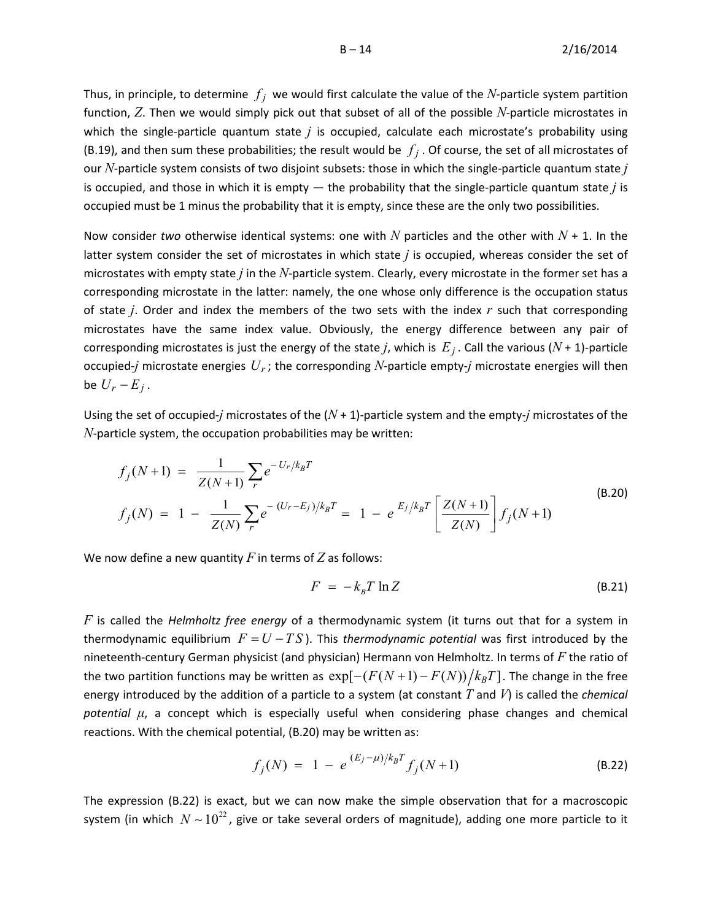Thus, in principle, to determine $f_j$ we would first calculate the value of the $N$-particle system partition function, $Z$. Then we would simply pick out that subset of all of the possible $N$-particle microstates in which the single-particle quantum state $j$ is occupied, calculate each microstate's probability using (B.19), and then sum these probabilities; the result would be $f_j$. Of course, the set of all microstates of our $N$-particle system consists of two disjoint subsets: those in which the single-particle quantum state $j$ is occupied, and those in which it is empty — the probability that the single-particle quantum state $j$ is occupied must be 1 minus the probability that it is empty, since these are the only two possibilities.

Now consider *two* otherwise identical systems: one with $N$ particles and the other with $N$ + 1. In the latter system consider the set of microstates in which state $j$ is occupied, whereas consider the set of microstates with empty state $j$ in the $N$-particle system. Clearly, every microstate in the former set has a corresponding microstate in the latter: namely, the one whose only difference is the occupation status of state $j$. Order and index the members of the two sets with the index $r$ such that corresponding microstates have the same index value. Obviously, the energy difference between any pair of corresponding microstates is just the energy of the state $j$, which is $E_j$. Call the various ($N$ + 1)-particle occupied-$j$ microstate energies $U_r$; the corresponding $N$-particle empty-$j$ microstate energies will then be $U_r - E_j$.

Using the set of occupied-$j$ microstates of the ($N$ + 1)-particle system and the empty-$j$ microstates of the $N$-particle system, the occupation probabilities may be written:

$$
\begin{aligned}
f_j(N+1) &= \frac{1}{Z(N+1)} \sum_r e^{-U_r/k_B T} \\
f_j(N) &= 1 - \frac{1}{Z(N)} \sum_r e^{-(U_r - E_j)/k_B T} = 1 - e^{E_j/k_B T} \left[ \frac{Z(N+1)}{Z(N)} \right] f_j(N+1)
\end{aligned}
\tag{B.20}
$$

We now define a new quantity $F$ in terms of $Z$ as follows:

$$
F = -k_B T \ln Z \tag{B.21}
$$

$F$ is called the *Helmholtz free energy* of a thermodynamic system (it turns out that for a system in thermodynamic equilibrium $F = U - TS$). This *thermodynamic potential* was first introduced by the nineteenth-century German physicist (and physician) Hermann von Helmholtz. In terms of $F$ the ratio of the two partition functions may be written as $\exp[-(F(N+1) - F(N))/k_B T]$. The change in the free energy introduced by the addition of a particle to a system (at constant $T$ and $V$) is called the *chemical potential* $\mu$, a concept which is especially useful when considering phase changes and chemical reactions. With the chemical potential, (B.20) may be written as:

$$
f_j(N) = 1 - e^{(E_j - \mu)/k_B T} f_j(N+1) \tag{B.22}
$$

The expression (B.22) is exact, but we can now make the simple observation that for a macroscopic system (in which $N \sim 10^{22}$, give or take several orders of magnitude), adding one more particle to it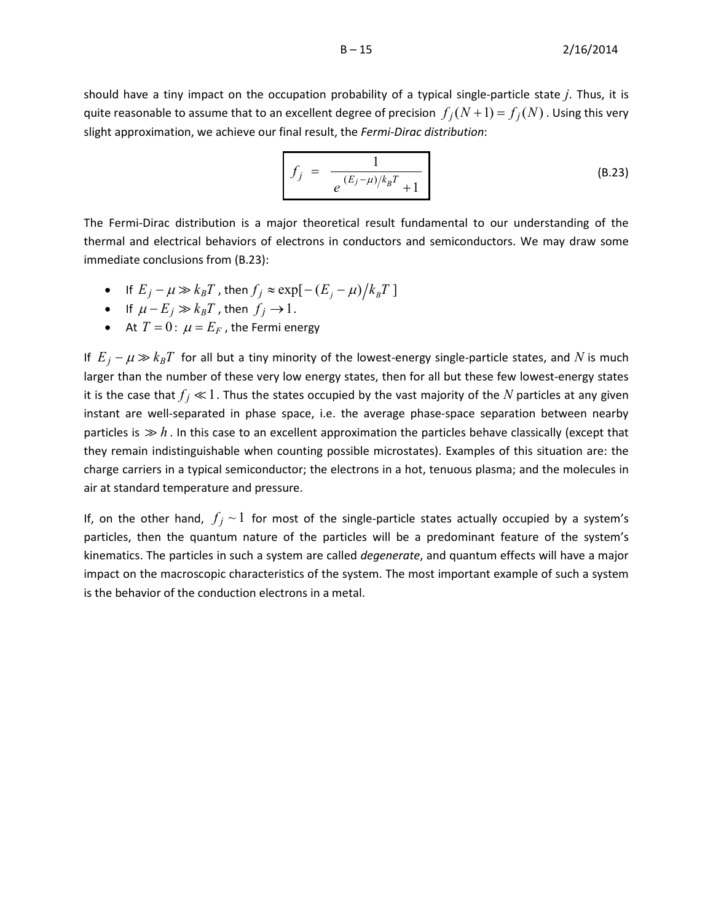should have a tiny impact on the occupation probability of a typical single-particle state $j$. Thus, it is quite reasonable to assume that to an excellent degree of precision $f_j(N+1) = f_j(N)$. Using this very slight approximation, we achieve our final result, the *Fermi-Dirac distribution*:

$$\boxed{f_j = \frac{1}{e^{(E_j-\mu)/k_BT}+1}} \tag{B.23}$$

The Fermi-Dirac distribution is a major theoretical result fundamental to our understanding of the thermal and electrical behaviors of electrons in conductors and semiconductors. We may draw some immediate conclusions from (B.23):

- If $E_j - \mu \gg k_BT$, then $f_j \approx \exp[-(E_j-\mu)/k_BT]$
- If $\mu - E_j \gg k_BT$, then $f_j \to 1$.
- At $T = 0$: $\mu = E_F$, the Fermi energy

If $E_j - \mu \gg k_BT$ for all but a tiny minority of the lowest-energy single-particle states, and $N$ is much larger than the number of these very low energy states, then for all but these few lowest-energy states it is the case that $f_j \ll 1$. Thus the states occupied by the vast majority of the $N$ particles at any given instant are well-separated in phase space, i.e. the average phase-space separation between nearby particles is $\gg h$. In this case to an excellent approximation the particles behave classically (except that they remain indistinguishable when counting possible microstates). Examples of this situation are: the charge carriers in a typical semiconductor; the electrons in a hot, tenuous plasma; and the molecules in air at standard temperature and pressure.

If, on the other hand, $f_j \sim 1$ for most of the single-particle states actually occupied by a system's particles, then the quantum nature of the particles will be a predominant feature of the system's kinematics. The particles in such a system are called *degenerate*, and quantum effects will have a major impact on the macroscopic characteristics of the system. The most important example of such a system is the behavior of the conduction electrons in a metal.